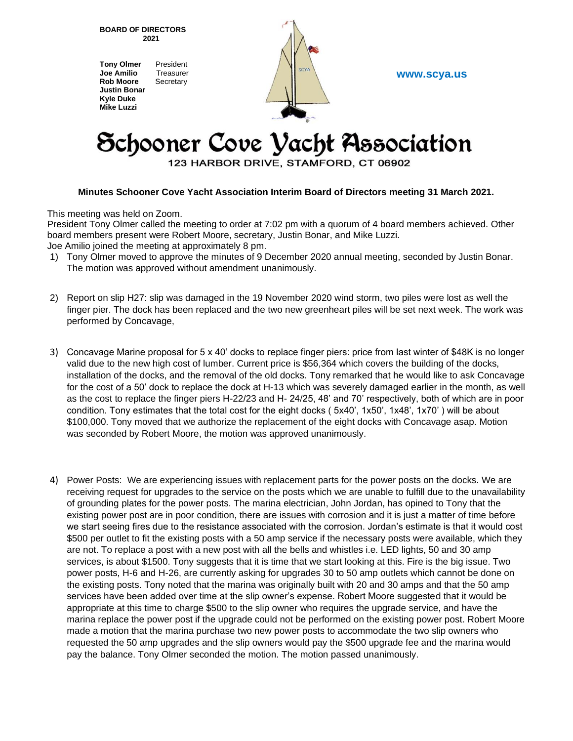**BOARD OF DIRECTORS**
**2021**

**Tony Olmer** President
**Joe Amilio** Treasurer
**Rob Moore** Secretary
**Justin Bonar**
**Kyle Duke**
**Mike Luzzi**

**www.scya.us**

# Schooner Cove Yacht Association

123 HARBOR DRIVE, STAMFORD, CT 06902

**Minutes Schooner Cove Yacht Association Interim Board of Directors meeting 31 March 2021.**

This meeting was held on Zoom.
President Tony Olmer called the meeting to order at 7:02 pm with a quorum of 4 board members achieved. Other board members present were Robert Moore, secretary, Justin Bonar, and Mike Luzzi.
Joe Amilio joined the meeting at approximately 8 pm.

1) Tony Olmer moved to approve the minutes of 9 December 2020 annual meeting, seconded by Justin Bonar. The motion was approved without amendment unanimously.

2) Report on slip H27: slip was damaged in the 19 November 2020 wind storm, two piles were lost as well the finger pier. The dock has been replaced and the two new greenheart piles will be set next week. The work was performed by Concavage,

3) Concavage Marine proposal for 5 x 40' docks to replace finger piers: price from last winter of $48K is no longer valid due to the new high cost of lumber. Current price is $56,364 which covers the building of the docks, installation of the docks, and the removal of the old docks. Tony remarked that he would like to ask Concavage for the cost of a 50' dock to replace the dock at H-13 which was severely damaged earlier in the month, as well as the cost to replace the finger piers H-22/23 and H- 24/25, 48' and 70' respectively, both of which are in poor condition. Tony estimates that the total cost for the eight docks ( 5x40', 1x50', 1x48', 1x70' ) will be about $100,000. Tony moved that we authorize the replacement of the eight docks with Concavage asap. Motion was seconded by Robert Moore, the motion was approved unanimously.

4) Power Posts: We are experiencing issues with replacement parts for the power posts on the docks. We are receiving request for upgrades to the service on the posts which we are unable to fulfill due to the unavailability of grounding plates for the power posts. The marina electrician, John Jordan, has opined to Tony that the existing power post are in poor condition, there are issues with corrosion and it is just a matter of time before we start seeing fires due to the resistance associated with the corrosion. Jordan's estimate is that it would cost $500 per outlet to fit the existing posts with a 50 amp service if the necessary posts were available, which they are not. To replace a post with a new post with all the bells and whistles i.e. LED lights, 50 and 30 amp services, is about $1500. Tony suggests that it is time that we start looking at this. Fire is the big issue. Two power posts, H-6 and H-26, are currently asking for upgrades 30 to 50 amp outlets which cannot be done on the existing posts. Tony noted that the marina was originally built with 20 and 30 amps and that the 50 amp services have been added over time at the slip owner's expense. Robert Moore suggested that it would be appropriate at this time to charge $500 to the slip owner who requires the upgrade service, and have the marina replace the power post if the upgrade could not be performed on the existing power post. Robert Moore made a motion that the marina purchase two new power posts to accommodate the two slip owners who requested the 50 amp upgrades and the slip owners would pay the $500 upgrade fee and the marina would pay the balance. Tony Olmer seconded the motion. The motion passed unanimously.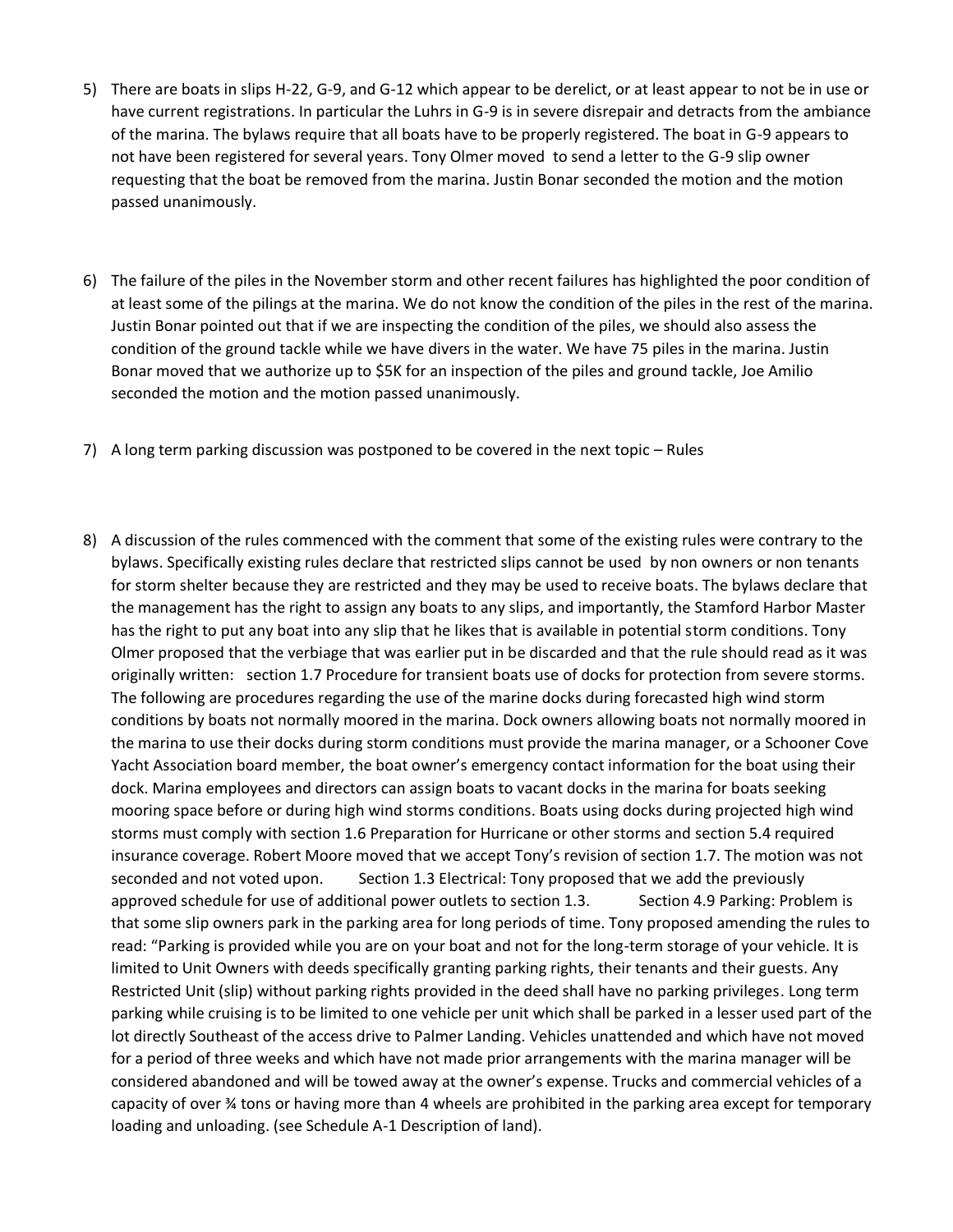5) There are boats in slips H-22, G-9, and G-12 which appear to be derelict, or at least appear to not be in use or have current registrations. In particular the Luhrs in G-9 is in severe disrepair and detracts from the ambiance of the marina. The bylaws require that all boats have to be properly registered. The boat in G-9 appears to not have been registered for several years. Tony Olmer moved to send a letter to the G-9 slip owner requesting that the boat be removed from the marina. Justin Bonar seconded the motion and the motion passed unanimously.

6) The failure of the piles in the November storm and other recent failures has highlighted the poor condition of at least some of the pilings at the marina. We do not know the condition of the piles in the rest of the marina. Justin Bonar pointed out that if we are inspecting the condition of the piles, we should also assess the condition of the ground tackle while we have divers in the water. We have 75 piles in the marina. Justin Bonar moved that we authorize up to $5K for an inspection of the piles and ground tackle, Joe Amilio seconded the motion and the motion passed unanimously.

7) A long term parking discussion was postponed to be covered in the next topic – Rules

8) A discussion of the rules commenced with the comment that some of the existing rules were contrary to the bylaws. Specifically existing rules declare that restricted slips cannot be used by non owners or non tenants for storm shelter because they are restricted and they may be used to receive boats. The bylaws declare that the management has the right to assign any boats to any slips, and importantly, the Stamford Harbor Master has the right to put any boat into any slip that he likes that is available in potential storm conditions. Tony Olmer proposed that the verbiage that was earlier put in be discarded and that the rule should read as it was originally written: section 1.7 Procedure for transient boats use of docks for protection from severe storms. The following are procedures regarding the use of the marine docks during forecasted high wind storm conditions by boats not normally moored in the marina. Dock owners allowing boats not normally moored in the marina to use their docks during storm conditions must provide the marina manager, or a Schooner Cove Yacht Association board member, the boat owner's emergency contact information for the boat using their dock. Marina employees and directors can assign boats to vacant docks in the marina for boats seeking mooring space before or during high wind storms conditions. Boats using docks during projected high wind storms must comply with section 1.6 Preparation for Hurricane or other storms and section 5.4 required insurance coverage. Robert Moore moved that we accept Tony's revision of section 1.7. The motion was not seconded and not voted upon. Section 1.3 Electrical: Tony proposed that we add the previously approved schedule for use of additional power outlets to section 1.3. Section 4.9 Parking: Problem is that some slip owners park in the parking area for long periods of time. Tony proposed amending the rules to read: "Parking is provided while you are on your boat and not for the long-term storage of your vehicle. It is limited to Unit Owners with deeds specifically granting parking rights, their tenants and their guests. Any Restricted Unit (slip) without parking rights provided in the deed shall have no parking privileges. Long term parking while cruising is to be limited to one vehicle per unit which shall be parked in a lesser used part of the lot directly Southeast of the access drive to Palmer Landing. Vehicles unattended and which have not moved for a period of three weeks and which have not made prior arrangements with the marina manager will be considered abandoned and will be towed away at the owner's expense. Trucks and commercial vehicles of a capacity of over ¾ tons or having more than 4 wheels are prohibited in the parking area except for temporary loading and unloading. (see Schedule A-1 Description of land).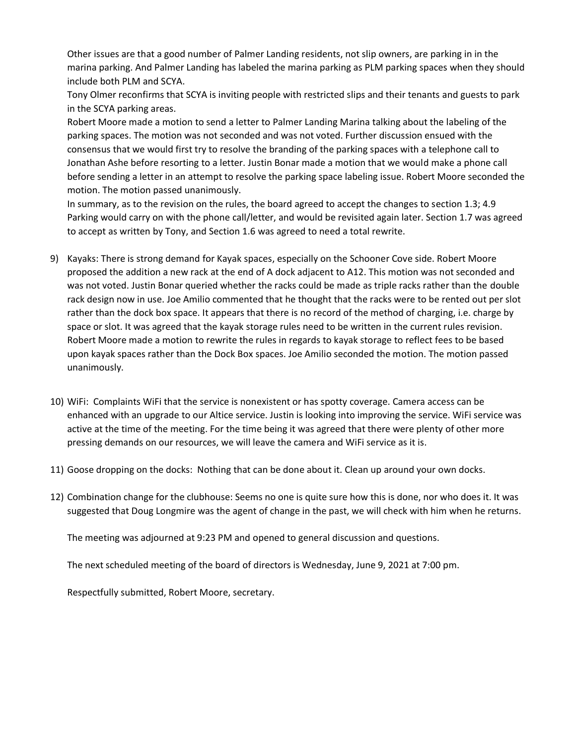Other issues are that a good number of Palmer Landing residents, not slip owners, are parking in in the marina parking. And Palmer Landing has labeled the marina parking as PLM parking spaces when they should include both PLM and SCYA.

Tony Olmer reconfirms that SCYA is inviting people with restricted slips and their tenants and guests to park in the SCYA parking areas.

Robert Moore made a motion to send a letter to Palmer Landing Marina talking about the labeling of the parking spaces. The motion was not seconded and was not voted. Further discussion ensued with the consensus that we would first try to resolve the branding of the parking spaces with a telephone call to Jonathan Ashe before resorting to a letter. Justin Bonar made a motion that we would make a phone call before sending a letter in an attempt to resolve the parking space labeling issue. Robert Moore seconded the motion. The motion passed unanimously.

In summary, as to the revision on the rules, the board agreed to accept the changes to section 1.3; 4.9 Parking would carry on with the phone call/letter, and would be revisited again later. Section 1.7 was agreed to accept as written by Tony, and Section 1.6 was agreed to need a total rewrite.

9) Kayaks: There is strong demand for Kayak spaces, especially on the Schooner Cove side. Robert Moore proposed the addition a new rack at the end of A dock adjacent to A12. This motion was not seconded and was not voted. Justin Bonar queried whether the racks could be made as triple racks rather than the double rack design now in use. Joe Amilio commented that he thought that the racks were to be rented out per slot rather than the dock box space. It appears that there is no record of the method of charging, i.e. charge by space or slot. It was agreed that the kayak storage rules need to be written in the current rules revision. Robert Moore made a motion to rewrite the rules in regards to kayak storage to reflect fees to be based upon kayak spaces rather than the Dock Box spaces. Joe Amilio seconded the motion. The motion passed unanimously.

10) WiFi: Complaints WiFi that the service is nonexistent or has spotty coverage. Camera access can be enhanced with an upgrade to our Altice service. Justin is looking into improving the service. WiFi service was active at the time of the meeting. For the time being it was agreed that there were plenty of other more pressing demands on our resources, we will leave the camera and WiFi service as it is.

11) Goose dropping on the docks: Nothing that can be done about it. Clean up around your own docks.

12) Combination change for the clubhouse: Seems no one is quite sure how this is done, nor who does it. It was suggested that Doug Longmire was the agent of change in the past, we will check with him when he returns.

The meeting was adjourned at 9:23 PM and opened to general discussion and questions.

The next scheduled meeting of the board of directors is Wednesday, June 9, 2021 at 7:00 pm.

Respectfully submitted, Robert Moore, secretary.